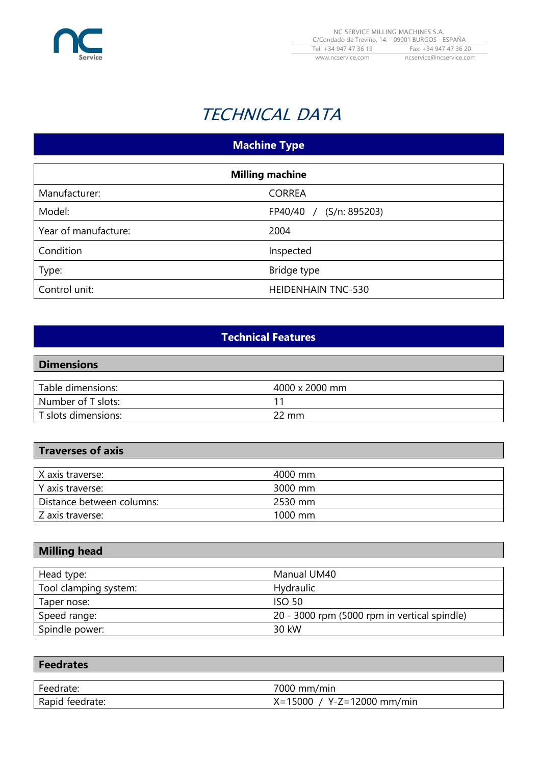NC SERVICE MILLING MACHINES S.A.
C/Condado de Treviño, 14. - 09001 BURGOS - ESPAÑA
Tel: +34 947 47 36 19 Fax: +34 947 47 36 20
www.ncservice.com ncservice@ncservice.com

# *TECHNICAL DATA*

## Machine Type

| Milling machine | |
|---|---|
| Manufacturer: | CORREA |
| Model: | FP40/40 / (S/n: 895203) |
| Year of manufacture: | 2004 |
| Condition | Inspected |
| Type: | Bridge type |
| Control unit: | HEIDENHAIN TNC-530 |

## Technical Features

### Dimensions

| | |
|---|---|
| Table dimensions: | 4000 x 2000 mm |
| Number of T slots: | 11 |
| T slots dimensions: | 22 mm |

### Traverses of axis

| | |
|---|---|
| X axis traverse: | 4000 mm |
| Y axis traverse: | 3000 mm |
| Distance between columns: | 2530 mm |
| Z axis traverse: | 1000 mm |

### Milling head

| | |
|---|---|
| Head type: | Manual UM40 |
| Tool clamping system: | Hydraulic |
| Taper nose: | ISO 50 |
| Speed range: | 20 - 3000 rpm (5000 rpm in vertical spindle) |
| Spindle power: | 30 kW |

### Feedrates

| | |
|---|---|
| Feedrate: | 7000 mm/min |
| Rapid feedrate: | X=15000 / Y-Z=12000 mm/min |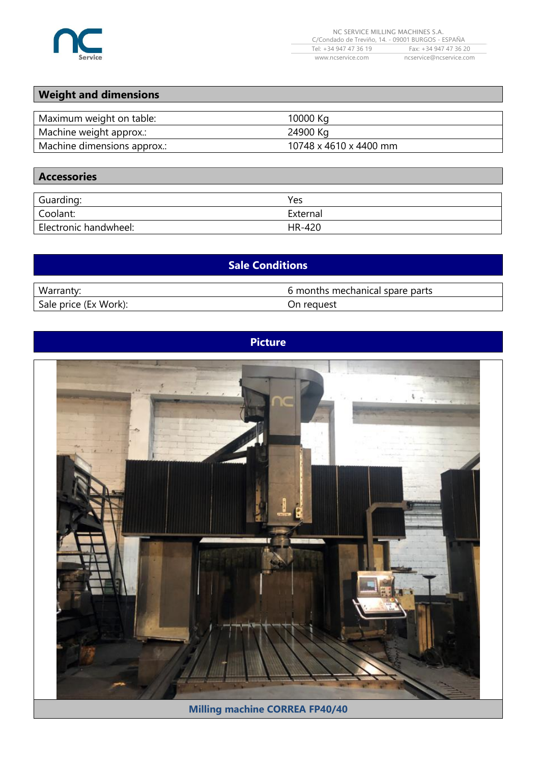## Weight and dimensions

| | |
|---|---|
| Maximum weight on table: | 10000 Kg |
| Machine weight approx.: | 24900 Kg |
| Machine dimensions approx.: | 10748 x 4610 x 4400 mm |

## Accessories

| | |
|---|---|
| Guarding: | Yes |
| Coolant: | External |
| Electronic handwheel: | HR-420 |

## Sale Conditions

| | |
|---|---|
| Warranty: | 6 months mechanical spare parts |
| Sale price (Ex Work): | On request |

## Picture

Milling machine CORREA FP40/40